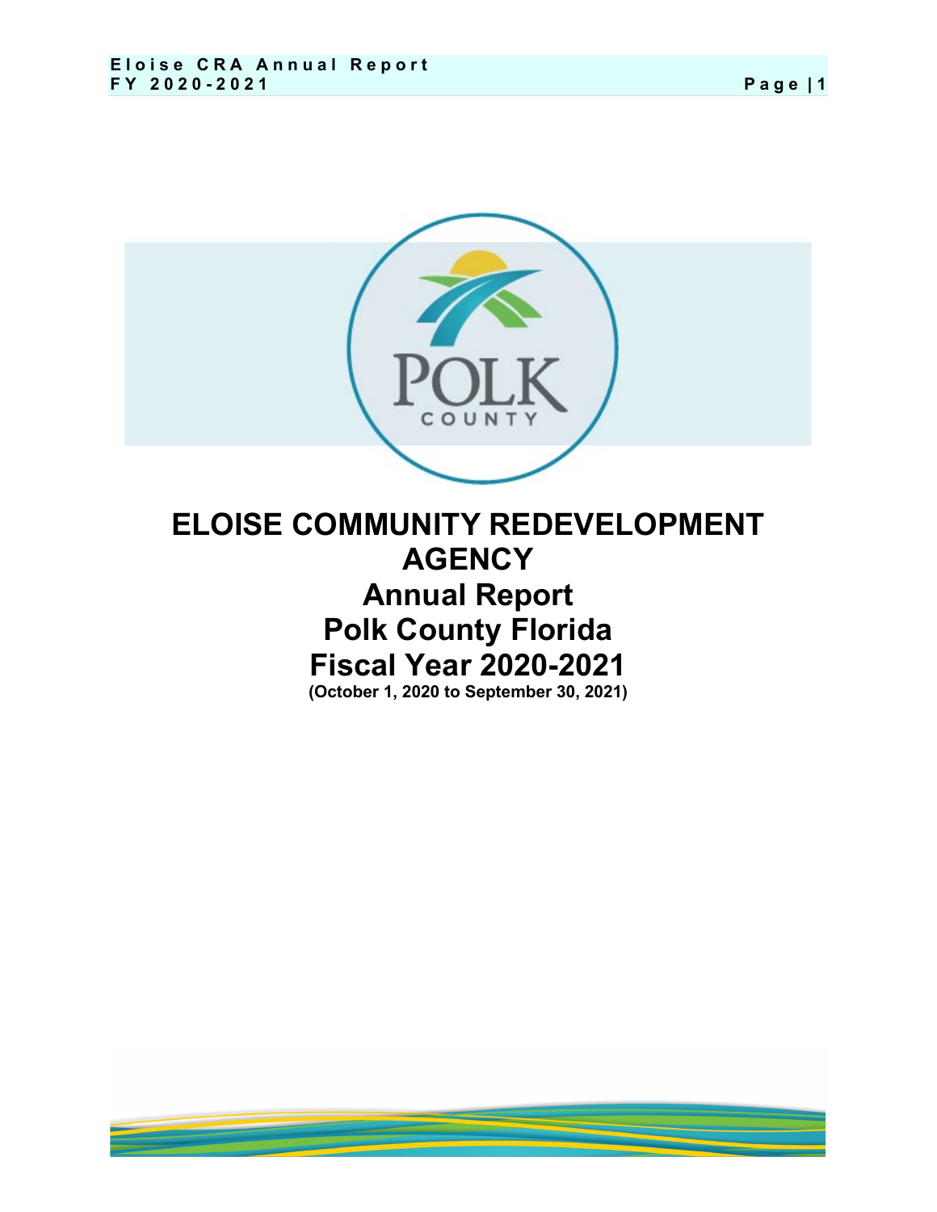# ELOISE COMMUNITY REDEVELOPMENT AGENCY

## Annual Report

## Polk County Florida

## Fiscal Year 2020-2021

**(October 1, 2020 to September 30, 2021)**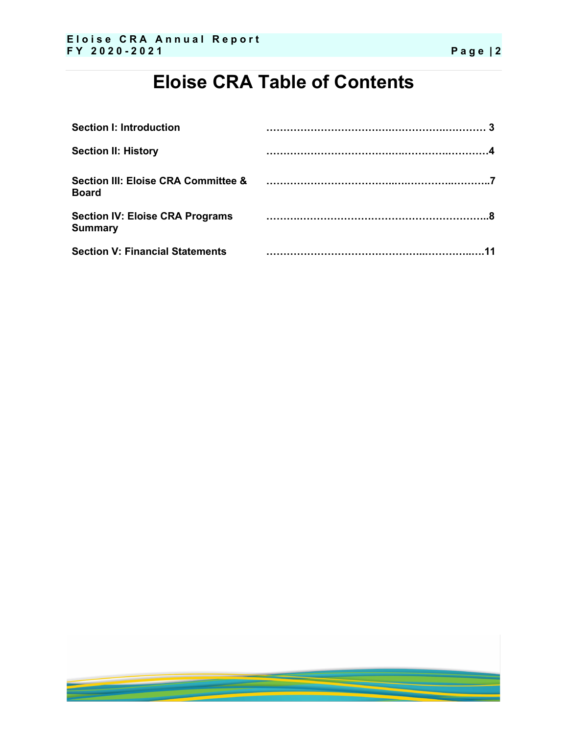# Eloise CRA Table of Contents

| | |
|---|---|
| **Section I: Introduction** | **…………………………………………………………… 3** |
| **Section II: History** | **……………………………………………………………4** |
| **Section III: Eloise CRA Committee & Board** | **……………………………………………………………7** |
| **Section IV: Eloise CRA Programs Summary** | **……………………………………………………………8** |
| **Section V: Financial Statements** | **……………………………………………………………11** |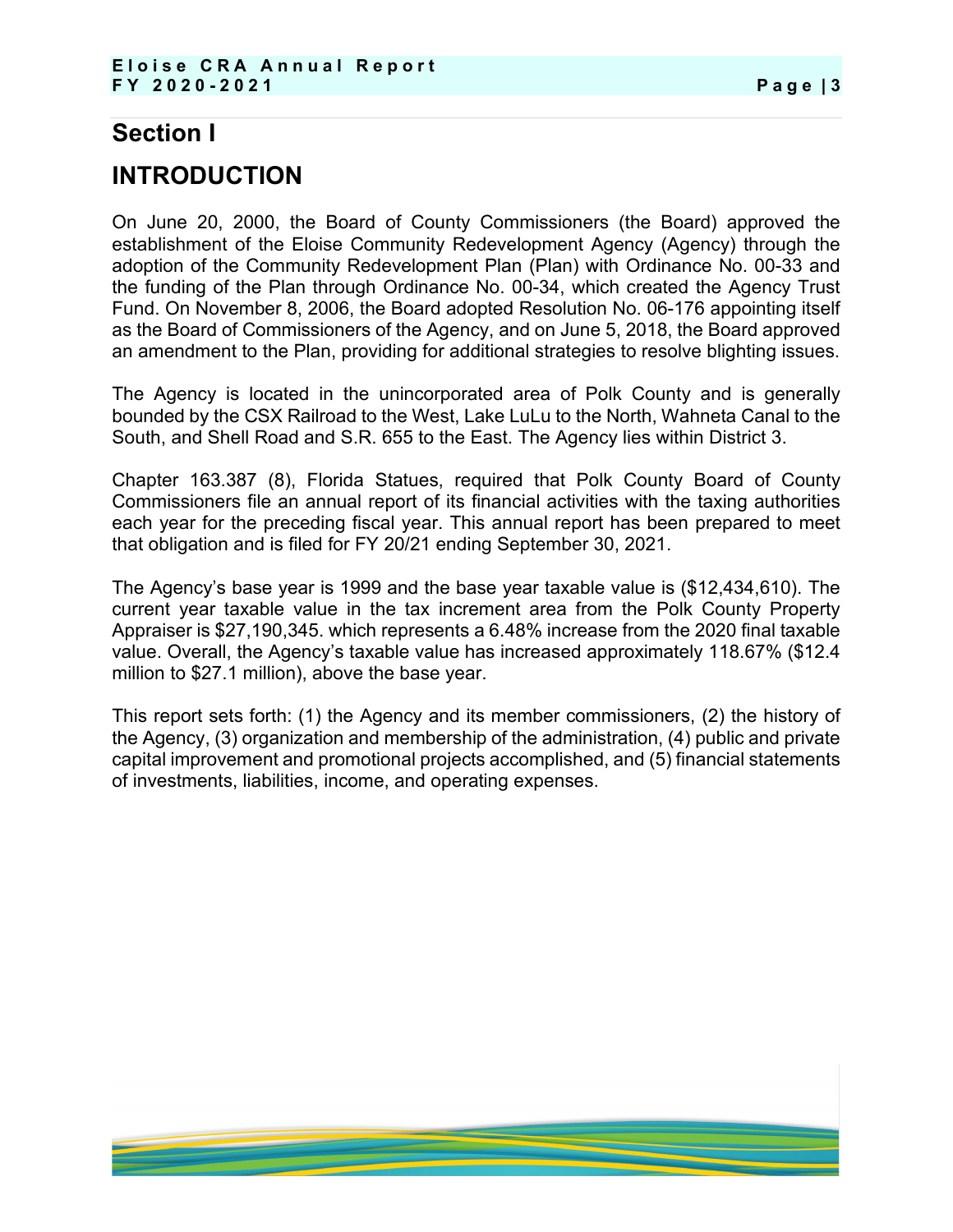# Section I

# INTRODUCTION

On June 20, 2000, the Board of County Commissioners (the Board) approved the establishment of the Eloise Community Redevelopment Agency (Agency) through the adoption of the Community Redevelopment Plan (Plan) with Ordinance No. 00-33 and the funding of the Plan through Ordinance No. 00-34, which created the Agency Trust Fund. On November 8, 2006, the Board adopted Resolution No. 06-176 appointing itself as the Board of Commissioners of the Agency, and on June 5, 2018, the Board approved an amendment to the Plan, providing for additional strategies to resolve blighting issues.

The Agency is located in the unincorporated area of Polk County and is generally bounded by the CSX Railroad to the West, Lake LuLu to the North, Wahneta Canal to the South, and Shell Road and S.R. 655 to the East. The Agency lies within District 3.

Chapter 163.387 (8), Florida Statues, required that Polk County Board of County Commissioners file an annual report of its financial activities with the taxing authorities each year for the preceding fiscal year. This annual report has been prepared to meet that obligation and is filed for FY 20/21 ending September 30, 2021.

The Agency's base year is 1999 and the base year taxable value is ($12,434,610). The current year taxable value in the tax increment area from the Polk County Property Appraiser is $27,190,345. which represents a 6.48% increase from the 2020 final taxable value. Overall, the Agency's taxable value has increased approximately 118.67% ($12.4 million to $27.1 million), above the base year.

This report sets forth: (1) the Agency and its member commissioners, (2) the history of the Agency, (3) organization and membership of the administration, (4) public and private capital improvement and promotional projects accomplished, and (5) financial statements of investments, liabilities, income, and operating expenses.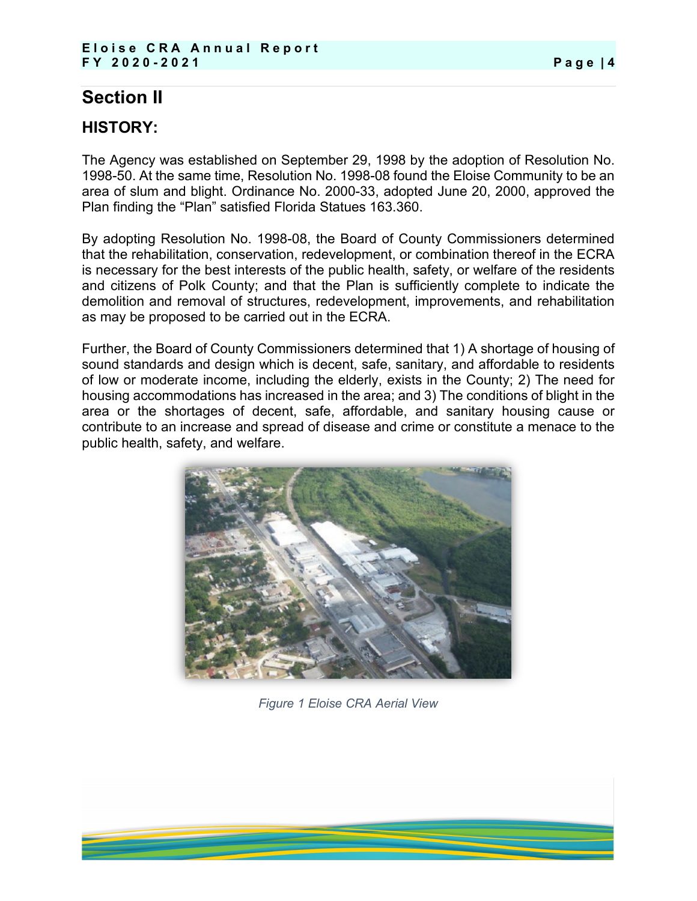# Section II

## HISTORY:

The Agency was established on September 29, 1998 by the adoption of Resolution No. 1998-50. At the same time, Resolution No. 1998-08 found the Eloise Community to be an area of slum and blight. Ordinance No. 2000-33, adopted June 20, 2000, approved the Plan finding the "Plan" satisfied Florida Statues 163.360.

By adopting Resolution No. 1998-08, the Board of County Commissioners determined that the rehabilitation, conservation, redevelopment, or combination thereof in the ECRA is necessary for the best interests of the public health, safety, or welfare of the residents and citizens of Polk County; and that the Plan is sufficiently complete to indicate the demolition and removal of structures, redevelopment, improvements, and rehabilitation as may be proposed to be carried out in the ECRA.

Further, the Board of County Commissioners determined that 1) A shortage of housing of sound standards and design which is decent, safe, sanitary, and affordable to residents of low or moderate income, including the elderly, exists in the County; 2) The need for housing accommodations has increased in the area; and 3) The conditions of blight in the area or the shortages of decent, safe, affordable, and sanitary housing cause or contribute to an increase and spread of disease and crime or constitute a menace to the public health, safety, and welfare.

*Figure 1 Eloise CRA Aerial View*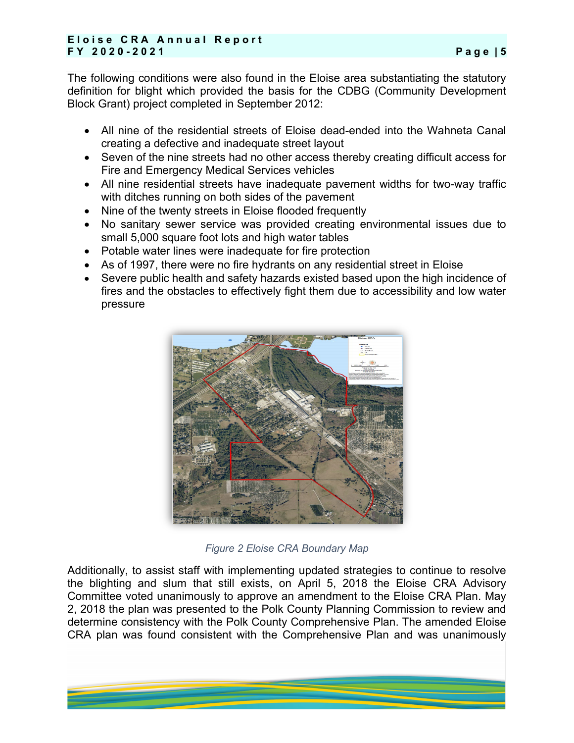The following conditions were also found in the Eloise area substantiating the statutory definition for blight which provided the basis for the CDBG (Community Development Block Grant) project completed in September 2012:

- All nine of the residential streets of Eloise dead-ended into the Wahneta Canal creating a defective and inadequate street layout
- Seven of the nine streets had no other access thereby creating difficult access for Fire and Emergency Medical Services vehicles
- All nine residential streets have inadequate pavement widths for two-way traffic with ditches running on both sides of the pavement
- Nine of the twenty streets in Eloise flooded frequently
- No sanitary sewer service was provided creating environmental issues due to small 5,000 square foot lots and high water tables
- Potable water lines were inadequate for fire protection
- As of 1997, there were no fire hydrants on any residential street in Eloise
- Severe public health and safety hazards existed based upon the high incidence of fires and the obstacles to effectively fight them due to accessibility and low water pressure

*Figure 2 Eloise CRA Boundary Map*

Additionally, to assist staff with implementing updated strategies to continue to resolve the blighting and slum that still exists, on April 5, 2018 the Eloise CRA Advisory Committee voted unanimously to approve an amendment to the Eloise CRA Plan. May 2, 2018 the plan was presented to the Polk County Planning Commission to review and determine consistency with the Polk County Comprehensive Plan. The amended Eloise CRA plan was found consistent with the Comprehensive Plan and was unanimously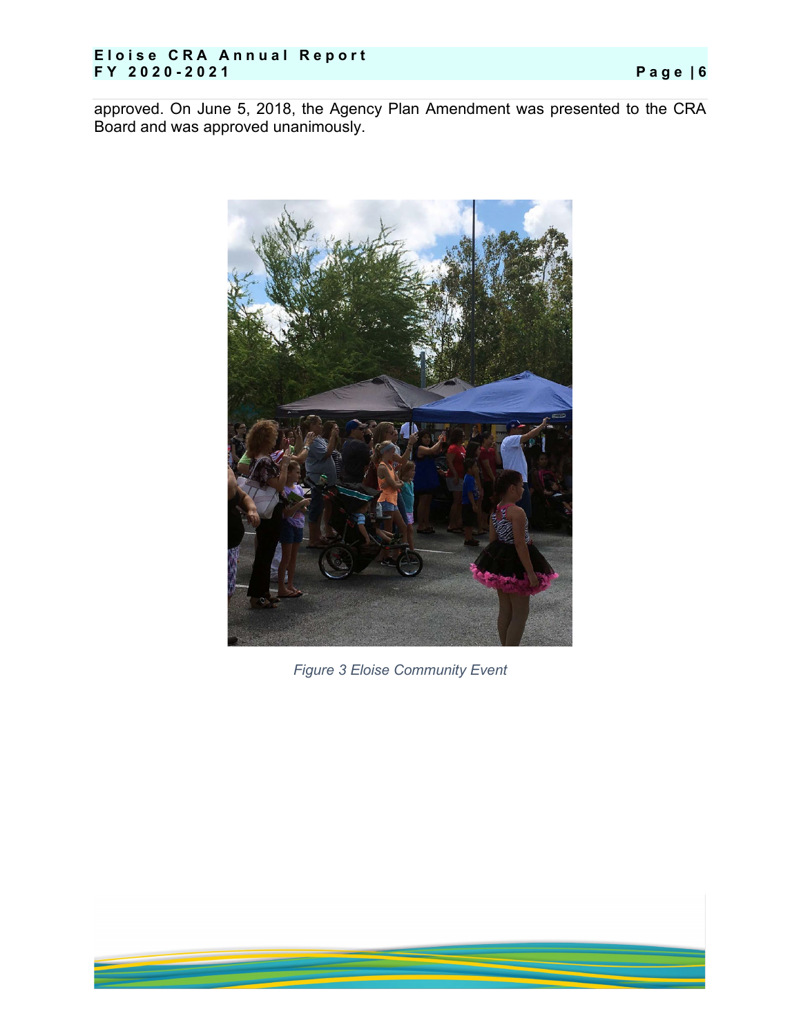approved. On June 5, 2018, the Agency Plan Amendment was presented to the CRA Board and was approved unanimously.

*Figure 3 Eloise Community Event*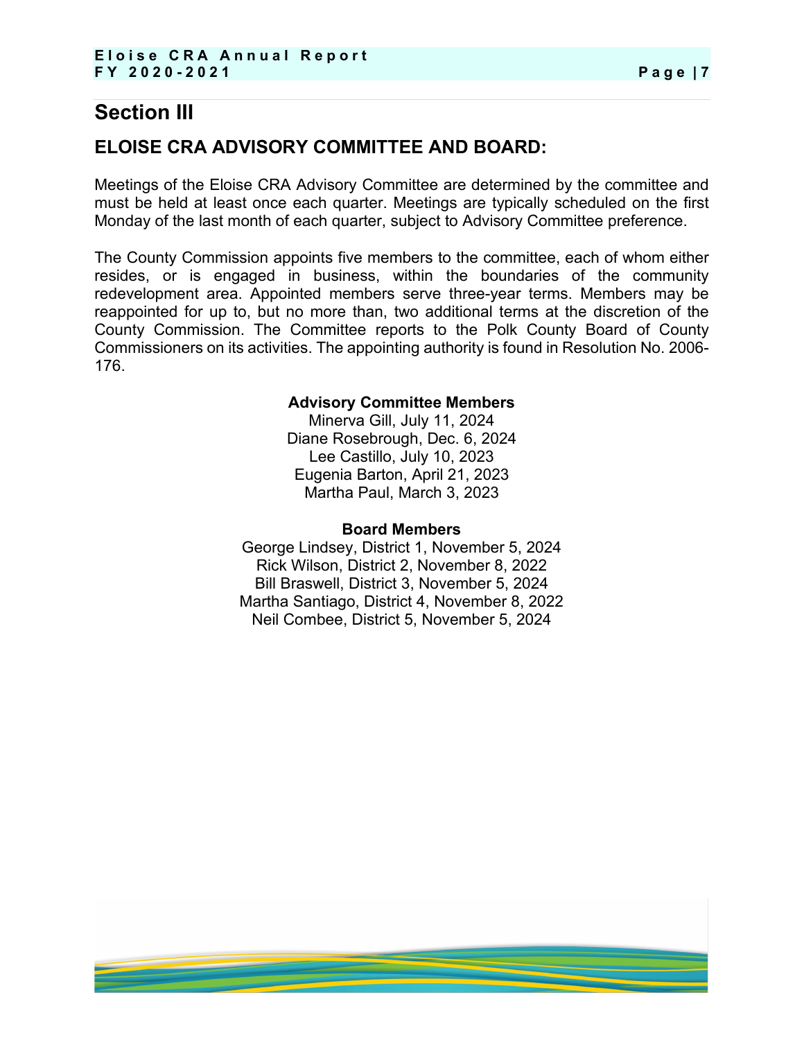# Section III

## ELOISE CRA ADVISORY COMMITTEE AND BOARD:

Meetings of the Eloise CRA Advisory Committee are determined by the committee and must be held at least once each quarter. Meetings are typically scheduled on the first Monday of the last month of each quarter, subject to Advisory Committee preference.

The County Commission appoints five members to the committee, each of whom either resides, or is engaged in business, within the boundaries of the community redevelopment area. Appointed members serve three-year terms. Members may be reappointed for up to, but no more than, two additional terms at the discretion of the County Commission. The Committee reports to the Polk County Board of County Commissioners on its activities. The appointing authority is found in Resolution No. 2006-176.

**Advisory Committee Members**

Minerva Gill, July 11, 2024
Diane Rosebrough, Dec. 6, 2024
Lee Castillo, July 10, 2023
Eugenia Barton, April 21, 2023
Martha Paul, March 3, 2023

**Board Members**

George Lindsey, District 1, November 5, 2024
Rick Wilson, District 2, November 8, 2022
Bill Braswell, District 3, November 5, 2024
Martha Santiago, District 4, November 8, 2022
Neil Combee, District 5, November 5, 2024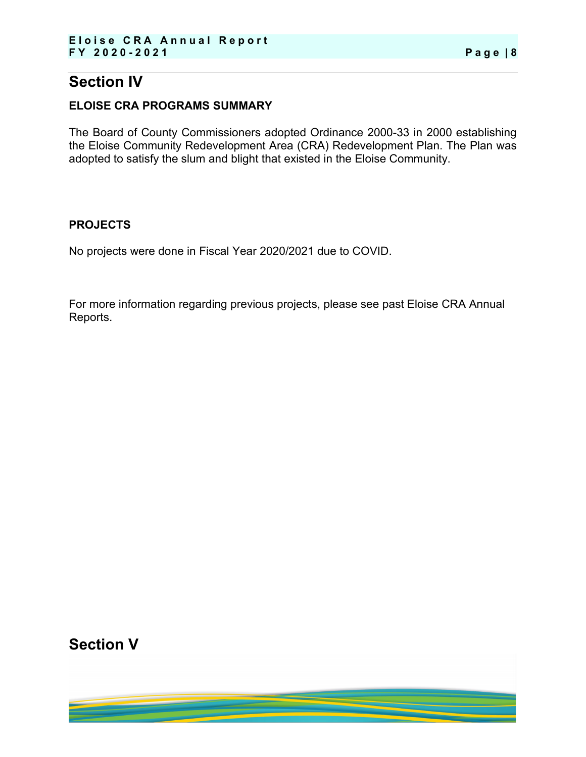# Section IV

### ELOISE CRA PROGRAMS SUMMARY

The Board of County Commissioners adopted Ordinance 2000-33 in 2000 establishing the Eloise Community Redevelopment Area (CRA) Redevelopment Plan. The Plan was adopted to satisfy the slum and blight that existed in the Eloise Community.

### PROJECTS

No projects were done in Fiscal Year 2020/2021 due to COVID.

For more information regarding previous projects, please see past Eloise CRA Annual Reports.

# Section V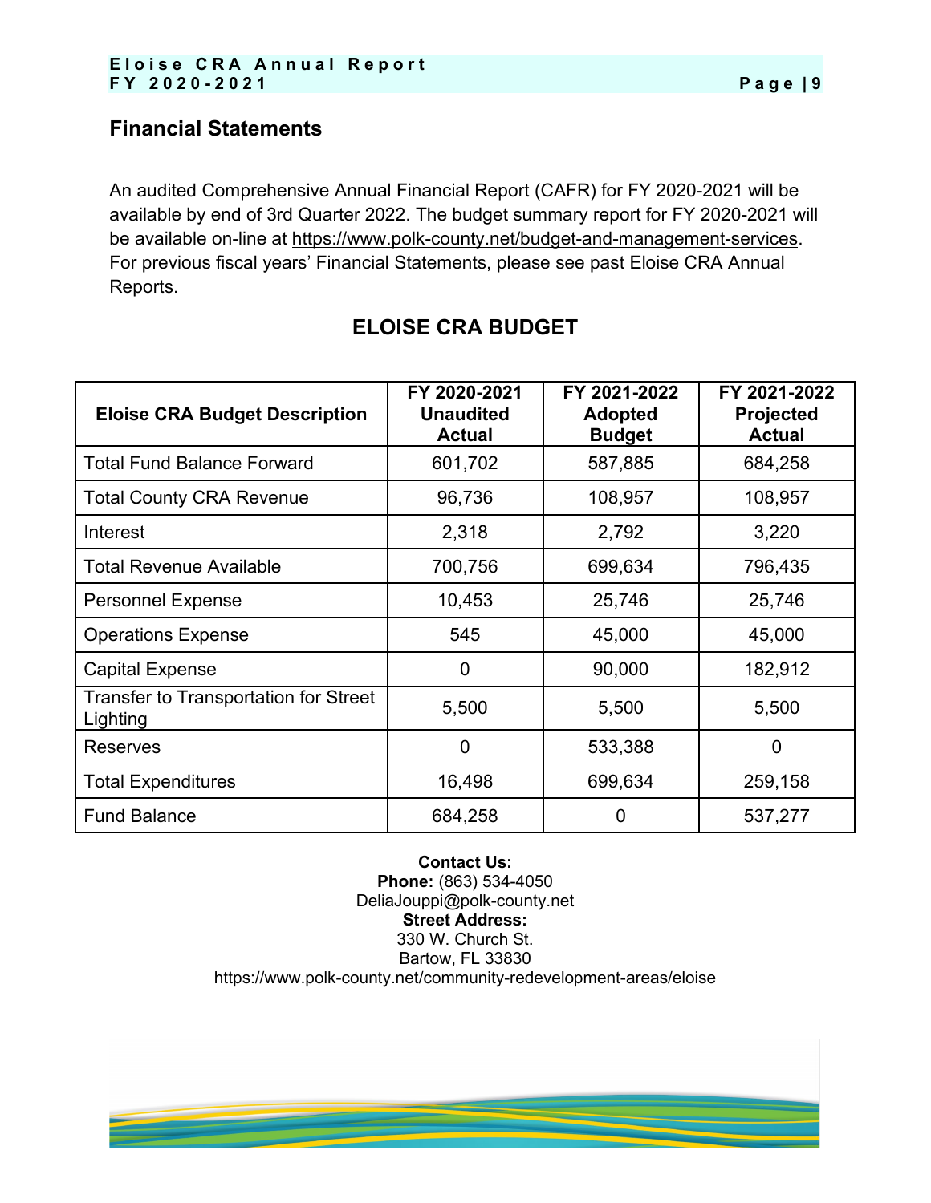## Financial Statements

An audited Comprehensive Annual Financial Report (CAFR) for FY 2020-2021 will be available by end of 3rd Quarter 2022. The budget summary report for FY 2020-2021 will be available on-line at https://www.polk-county.net/budget-and-management-services. For previous fiscal years' Financial Statements, please see past Eloise CRA Annual Reports.

## ELOISE CRA BUDGET

| Eloise CRA Budget Description | FY 2020-2021 Unaudited Actual | FY 2021-2022 Adopted Budget | FY 2021-2022 Projected Actual |
|---|---|---|---|
| Total Fund Balance Forward | 601,702 | 587,885 | 684,258 |
| Total County CRA Revenue | 96,736 | 108,957 | 108,957 |
| Interest | 2,318 | 2,792 | 3,220 |
| Total Revenue Available | 700,756 | 699,634 | 796,435 |
| Personnel Expense | 10,453 | 25,746 | 25,746 |
| Operations Expense | 545 | 45,000 | 45,000 |
| Capital Expense | 0 | 90,000 | 182,912 |
| Transfer to Transportation for Street Lighting | 5,500 | 5,500 | 5,500 |
| Reserves | 0 | 533,388 | 0 |
| Total Expenditures | 16,498 | 699,634 | 259,158 |
| Fund Balance | 684,258 | 0 | 537,277 |

**Contact Us:**
**Phone:** (863) 534-4050
DeliaJouppi@polk-county.net
**Street Address:**
330 W. Church St.
Bartow, FL 33830
https://www.polk-county.net/community-redevelopment-areas/eloise